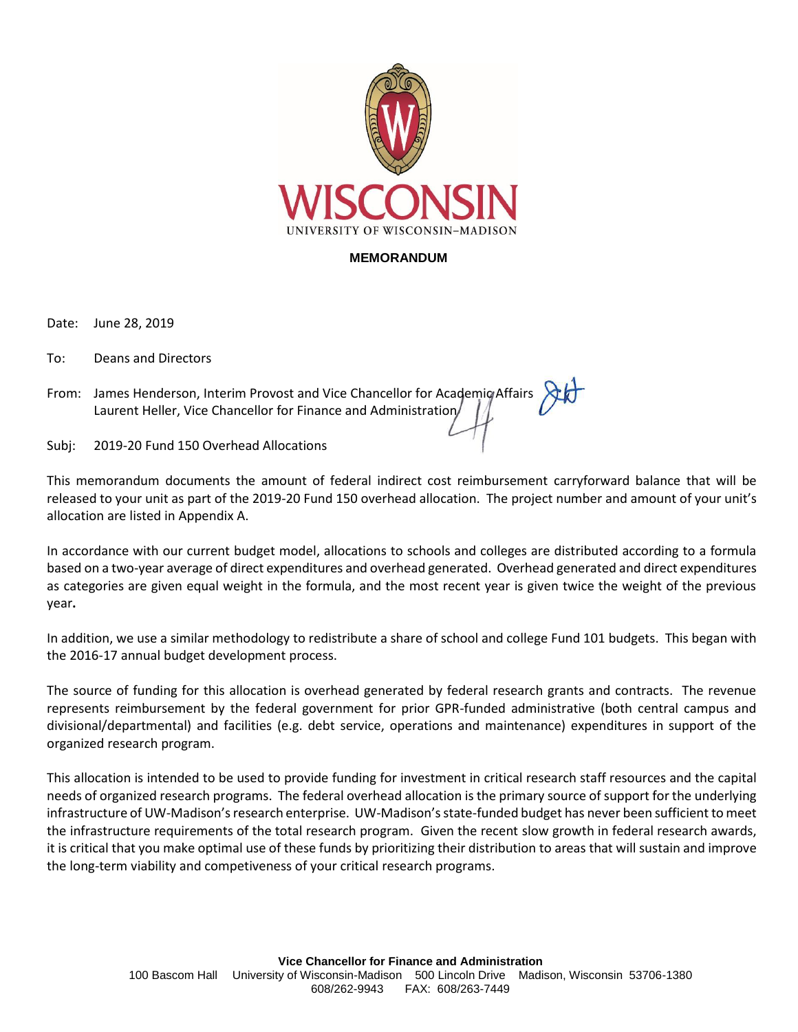WISCONSIN

UNIVERSITY OF WISCONSIN–MADISON

**MEMORANDUM**

Date: June 28, 2019

To: Deans and Directors

From: James Henderson, Interim Provost and Vice Chancellor for Academic Affairs
Laurent Heller, Vice Chancellor for Finance and Administration

Subj: 2019-20 Fund 150 Overhead Allocations

This memorandum documents the amount of federal indirect cost reimbursement carryforward balance that will be released to your unit as part of the 2019-20 Fund 150 overhead allocation. The project number and amount of your unit's allocation are listed in Appendix A.

In accordance with our current budget model, allocations to schools and colleges are distributed according to a formula based on a two-year average of direct expenditures and overhead generated. Overhead generated and direct expenditures as categories are given equal weight in the formula, and the most recent year is given twice the weight of the previous year**.**

In addition, we use a similar methodology to redistribute a share of school and college Fund 101 budgets. This began with the 2016-17 annual budget development process.

The source of funding for this allocation is overhead generated by federal research grants and contracts. The revenue represents reimbursement by the federal government for prior GPR-funded administrative (both central campus and divisional/departmental) and facilities (e.g. debt service, operations and maintenance) expenditures in support of the organized research program.

This allocation is intended to be used to provide funding for investment in critical research staff resources and the capital needs of organized research programs. The federal overhead allocation is the primary source of support for the underlying infrastructure of UW-Madison's research enterprise. UW-Madison's state-funded budget has never been sufficient to meet the infrastructure requirements of the total research program. Given the recent slow growth in federal research awards, it is critical that you make optimal use of these funds by prioritizing their distribution to areas that will sustain and improve the long-term viability and competiveness of your critical research programs.

**Vice Chancellor for Finance and Administration**
100 Bascom Hall University of Wisconsin-Madison 500 Lincoln Drive Madison, Wisconsin 53706-1380
608/262-9943 FAX: 608/263-7449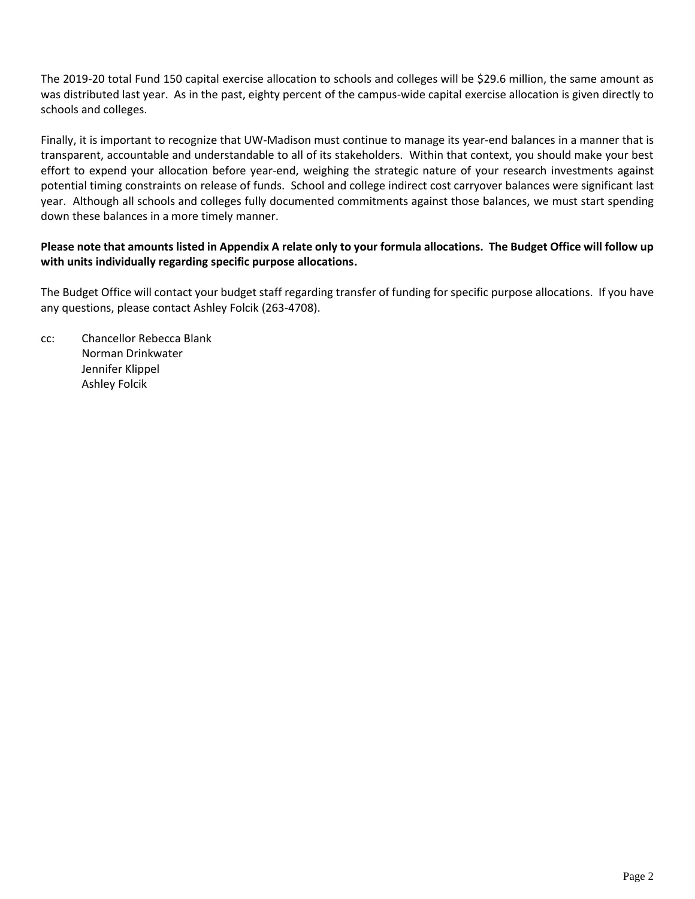The 2019-20 total Fund 150 capital exercise allocation to schools and colleges will be $29.6 million, the same amount as was distributed last year. As in the past, eighty percent of the campus-wide capital exercise allocation is given directly to schools and colleges.

Finally, it is important to recognize that UW-Madison must continue to manage its year-end balances in a manner that is transparent, accountable and understandable to all of its stakeholders. Within that context, you should make your best effort to expend your allocation before year-end, weighing the strategic nature of your research investments against potential timing constraints on release of funds. School and college indirect cost carryover balances were significant last year. Although all schools and colleges fully documented commitments against those balances, we must start spending down these balances in a more timely manner.

**Please note that amounts listed in Appendix A relate only to your formula allocations. The Budget Office will follow up with units individually regarding specific purpose allocations.**

The Budget Office will contact your budget staff regarding transfer of funding for specific purpose allocations. If you have any questions, please contact Ashley Folcik (263-4708).

cc: Chancellor Rebecca Blank
Norman Drinkwater
Jennifer Klippel
Ashley Folcik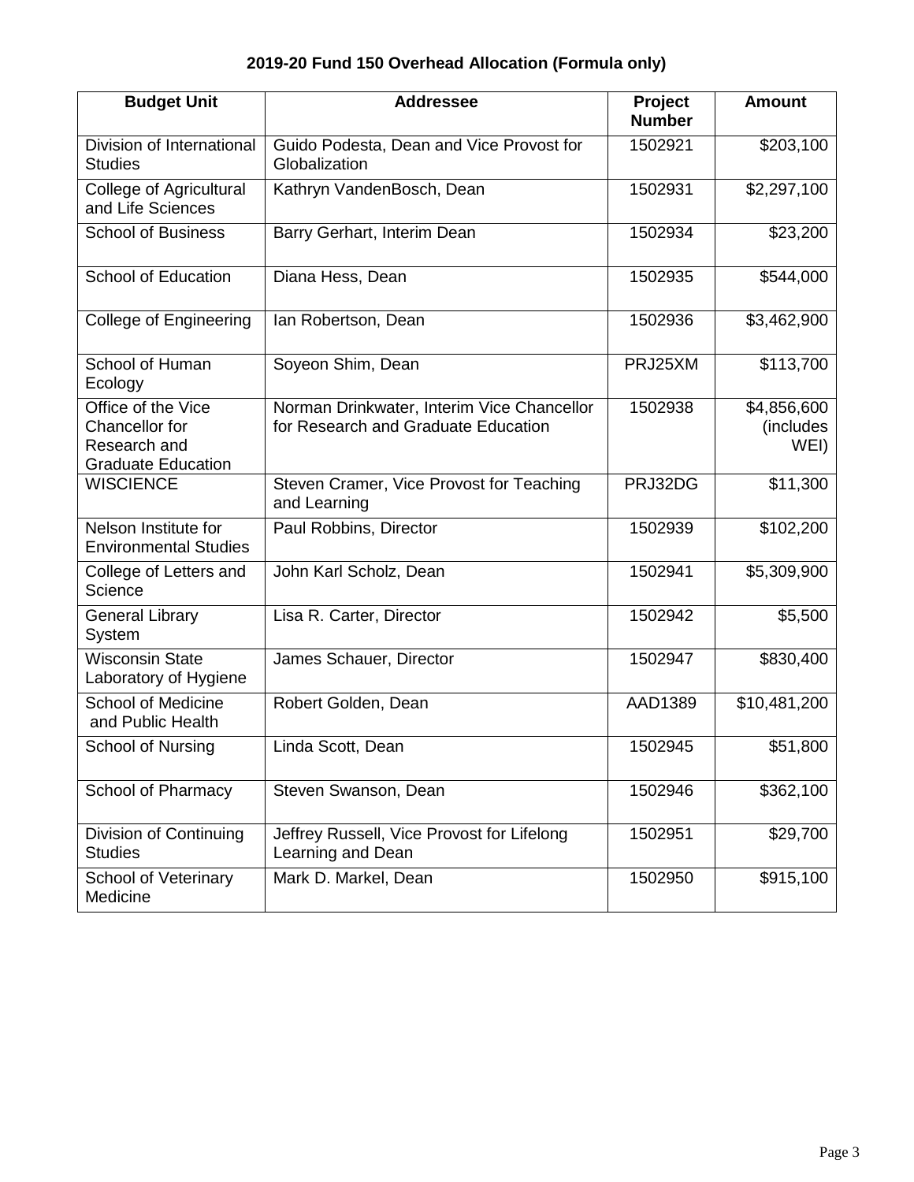**2019-20 Fund 150 Overhead Allocation (Formula only)**

| Budget Unit | Addressee | Project Number | Amount |
|---|---|---|---|
| Division of International Studies | Guido Podesta, Dean and Vice Provost for Globalization | 1502921 | $203,100 |
| College of Agricultural and Life Sciences | Kathryn VandenBosch, Dean | 1502931 | $2,297,100 |
| School of Business | Barry Gerhart, Interim Dean | 1502934 | $23,200 |
| School of Education | Diana Hess, Dean | 1502935 | $544,000 |
| College of Engineering | Ian Robertson, Dean | 1502936 | $3,462,900 |
| School of Human Ecology | Soyeon Shim, Dean | PRJ25XM | $113,700 |
| Office of the Vice Chancellor for Research and Graduate Education | Norman Drinkwater, Interim Vice Chancellor for Research and Graduate Education | 1502938 | $4,856,600 (includes WEI) |
| WISCIENCE | Steven Cramer, Vice Provost for Teaching and Learning | PRJ32DG | $11,300 |
| Nelson Institute for Environmental Studies | Paul Robbins, Director | 1502939 | $102,200 |
| College of Letters and Science | John Karl Scholz, Dean | 1502941 | $5,309,900 |
| General Library System | Lisa R. Carter, Director | 1502942 | $5,500 |
| Wisconsin State Laboratory of Hygiene | James Schauer, Director | 1502947 | $830,400 |
| School of Medicine and Public Health | Robert Golden, Dean | AAD1389 | $10,481,200 |
| School of Nursing | Linda Scott, Dean | 1502945 | $51,800 |
| School of Pharmacy | Steven Swanson, Dean | 1502946 | $362,100 |
| Division of Continuing Studies | Jeffrey Russell, Vice Provost for Lifelong Learning and Dean | 1502951 | $29,700 |
| School of Veterinary Medicine | Mark D. Markel, Dean | 1502950 | $915,100 |